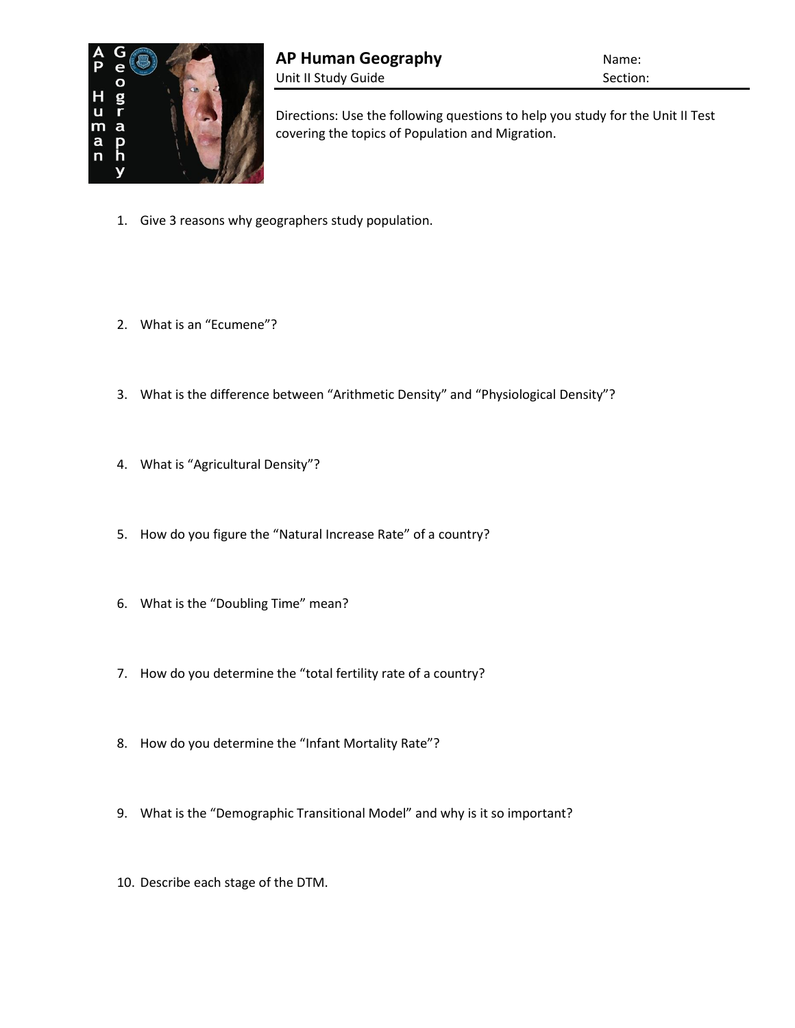# AP Human Geography

Unit II Study Guide

Name:

Section:

Directions: Use the following questions to help you study for the Unit II Test covering the topics of Population and Migration.

1. Give 3 reasons why geographers study population.

2. What is an "Ecumene"?

3. What is the difference between "Arithmetic Density" and "Physiological Density"?

4. What is "Agricultural Density"?

5. How do you figure the "Natural Increase Rate" of a country?

6. What is the "Doubling Time" mean?

7. How do you determine the "total fertility rate of a country?

8. How do you determine the "Infant Mortality Rate"?

9. What is the "Demographic Transitional Model" and why is it so important?

10. Describe each stage of the DTM.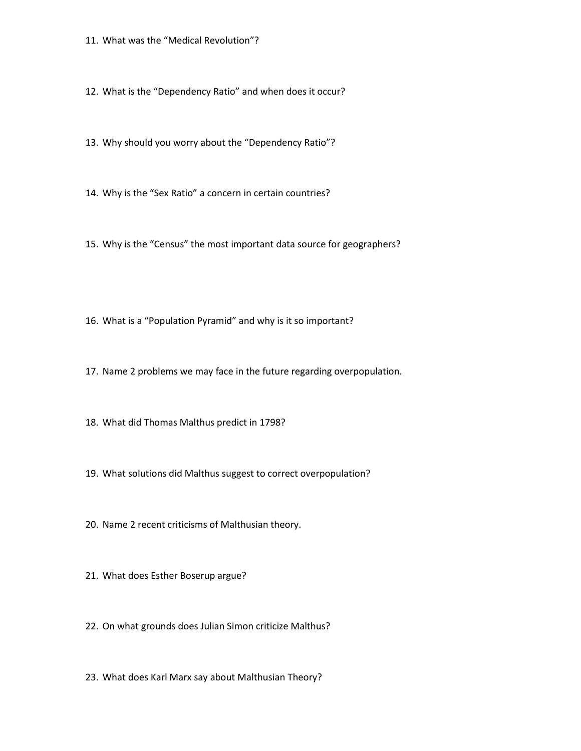11. What was the “Medical Revolution”?

12. What is the “Dependency Ratio” and when does it occur?

13. Why should you worry about the “Dependency Ratio”?

14. Why is the “Sex Ratio” a concern in certain countries?

15. Why is the “Census” the most important data source for geographers?

16. What is a “Population Pyramid” and why is it so important?

17. Name 2 problems we may face in the future regarding overpopulation.

18. What did Thomas Malthus predict in 1798?

19. What solutions did Malthus suggest to correct overpopulation?

20. Name 2 recent criticisms of Malthusian theory.

21. What does Esther Boserup argue?

22. On what grounds does Julian Simon criticize Malthus?

23. What does Karl Marx say about Malthusian Theory?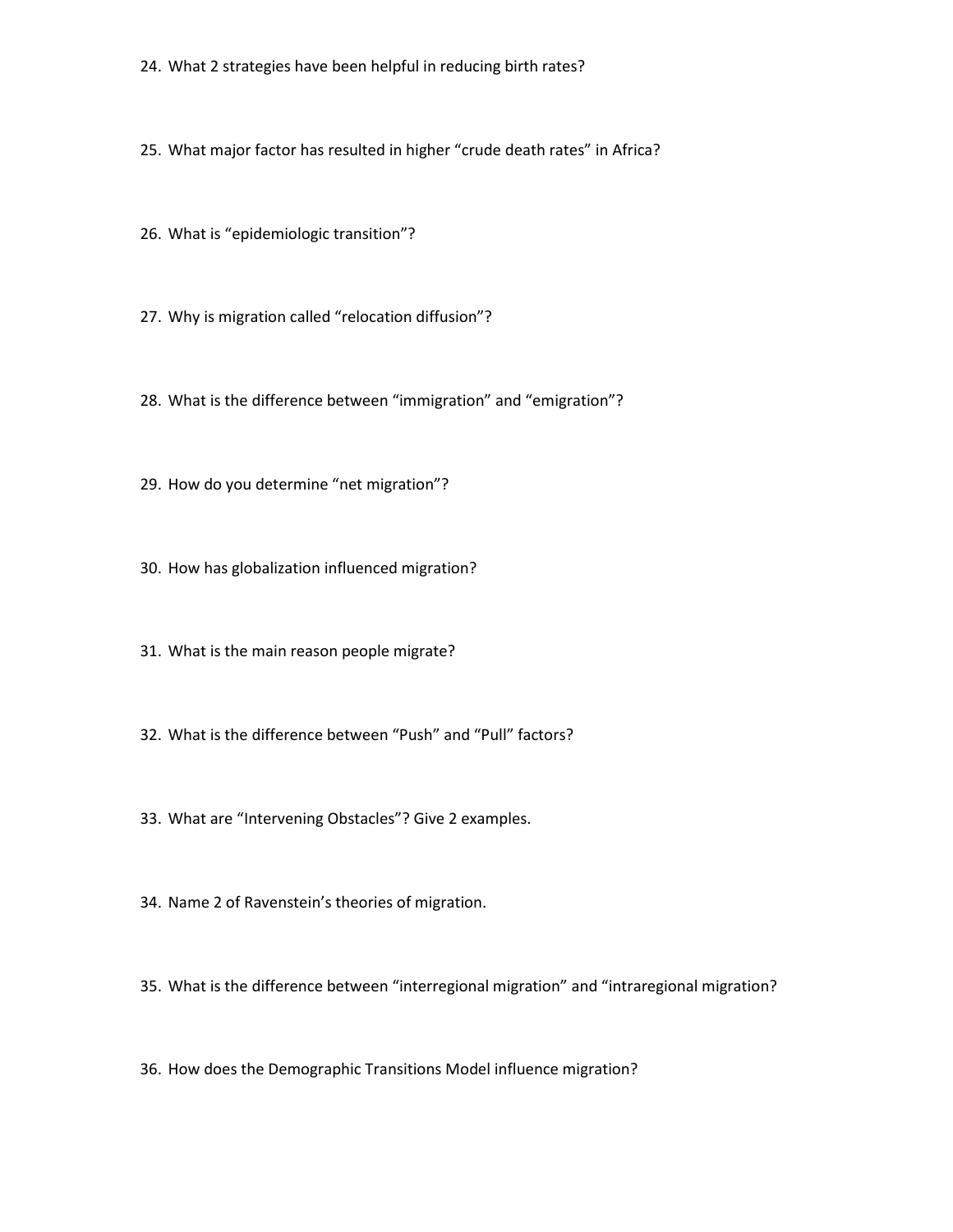24. What 2 strategies have been helpful in reducing birth rates?

25. What major factor has resulted in higher "crude death rates" in Africa?

26. What is "epidemiologic transition"?

27. Why is migration called "relocation diffusion"?

28. What is the difference between "immigration" and "emigration"?

29. How do you determine "net migration"?

30. How has globalization influenced migration?

31. What is the main reason people migrate?

32. What is the difference between "Push" and "Pull" factors?

33. What are "Intervening Obstacles"? Give 2 examples.

34. Name 2 of Ravenstein's theories of migration.

35. What is the difference between "interregional migration" and "intraregional migration?

36. How does the Demographic Transitions Model influence migration?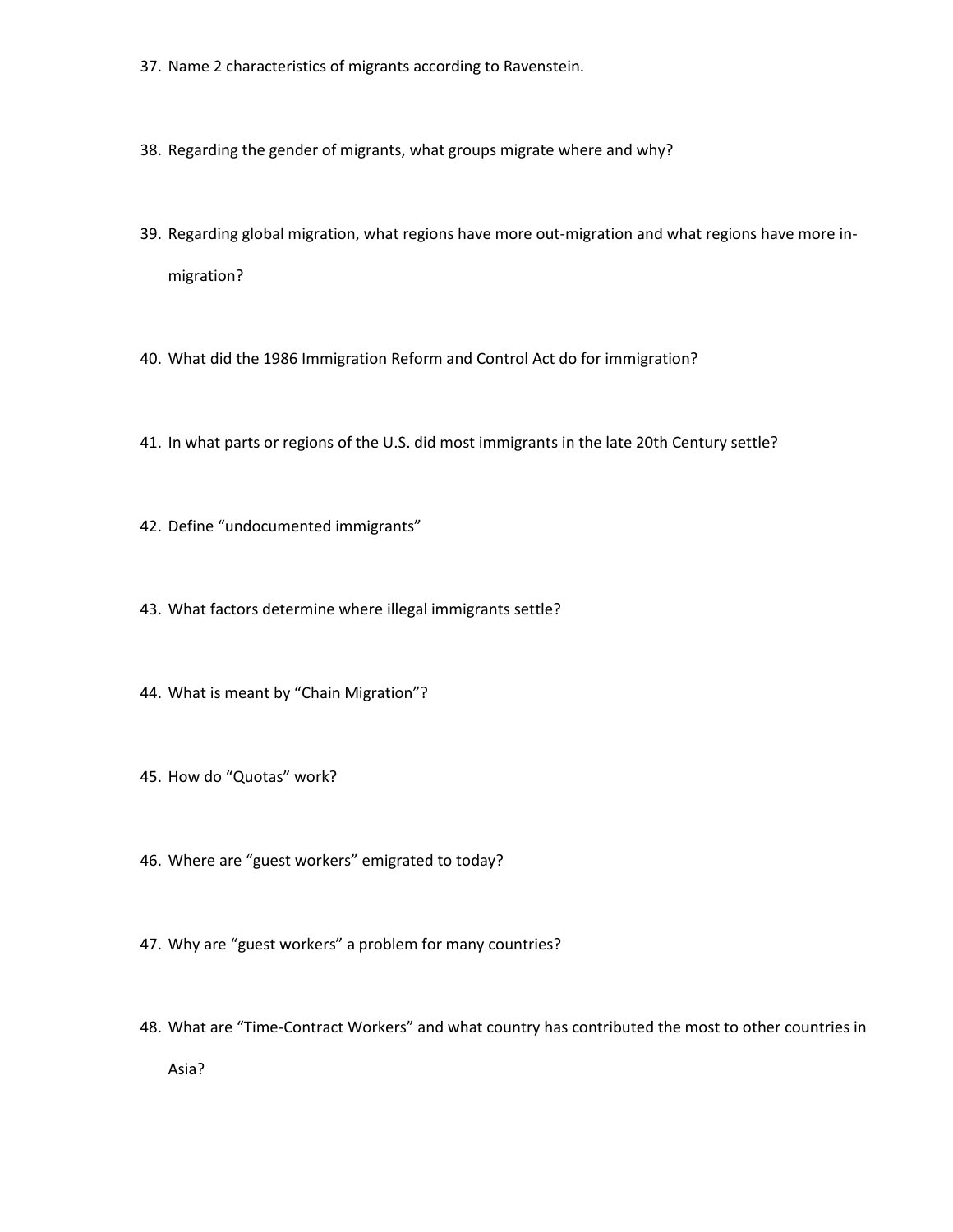37. Name 2 characteristics of migrants according to Ravenstein.

38. Regarding the gender of migrants, what groups migrate where and why?

39. Regarding global migration, what regions have more out-migration and what regions have more in-migration?

40. What did the 1986 Immigration Reform and Control Act do for immigration?

41. In what parts or regions of the U.S. did most immigrants in the late 20th Century settle?

42. Define “undocumented immigrants”

43. What factors determine where illegal immigrants settle?

44. What is meant by “Chain Migration”?

45. How do “Quotas” work?

46. Where are “guest workers” emigrated to today?

47. Why are “guest workers” a problem for many countries?

48. What are “Time-Contract Workers” and what country has contributed the most to other countries in Asia?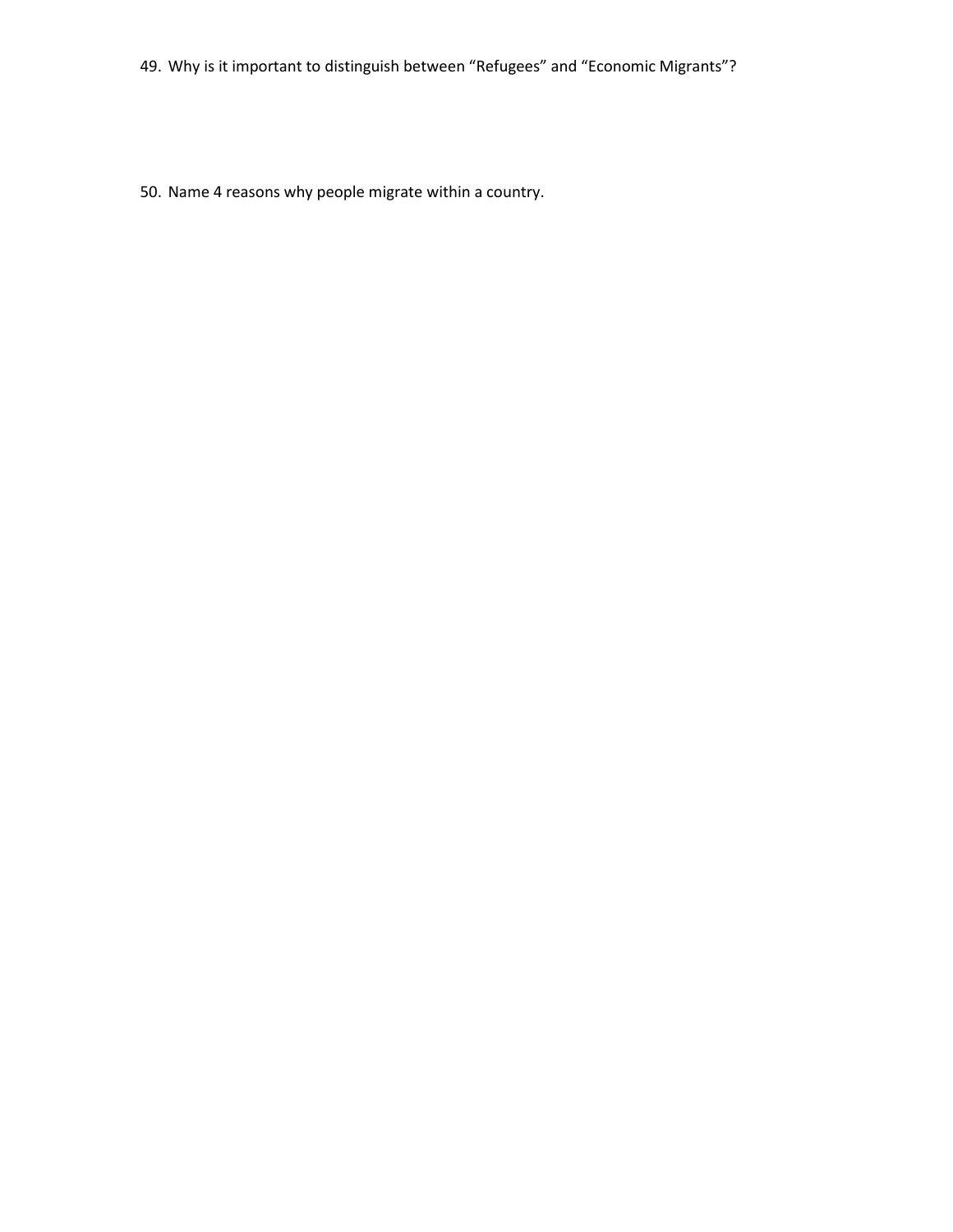49. Why is it important to distinguish between “Refugees” and “Economic Migrants”?

50. Name 4 reasons why people migrate within a country.